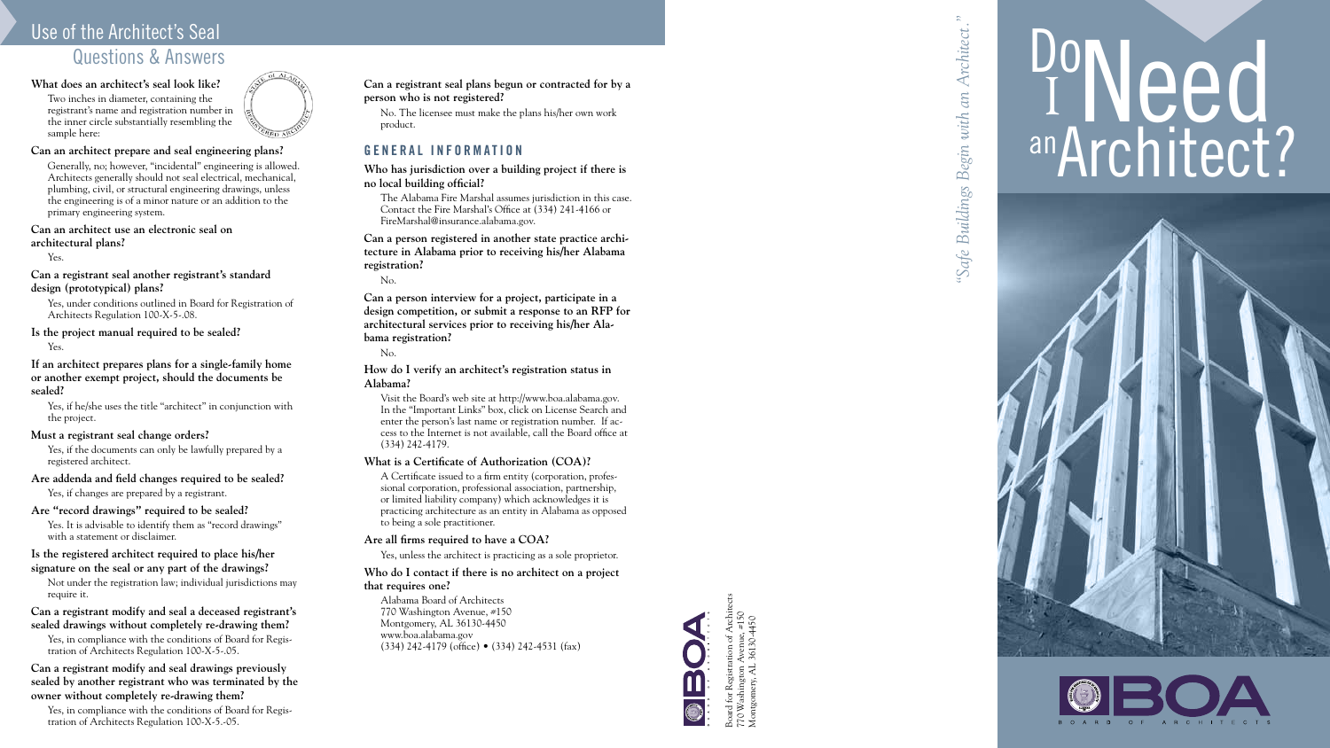# Use of the Architect's Seal

## Questions & Answers

**What does an architect's seal look like?**

Two inches in diameter, containing the registrant's name and registration number in the inner circle substantially resembling the sample here:

STATE OF ALABAMA · REGISTERED ARCHITECT

**Can an architect prepare and seal engineering plans?**

Generally, no; however, "incidental" engineering is allowed. Architects generally should not seal electrical, mechanical, plumbing, civil, or structural engineering drawings, unless the engineering is of a minor nature or an addition to the primary engineering system.

**Can an architect use an electronic seal on architectural plans?**

Yes.

**Can a registrant seal another registrant's standard design (prototypical) plans?**

Yes, under conditions outlined in Board for Registration of Architects Regulation 100-X-5-.08.

**Is the project manual required to be sealed?**

Yes.

**If an architect prepares plans for a single-family home or another exempt project, should the documents be sealed?**

Yes, if he/she uses the title "architect" in conjunction with the project.

**Must a registrant seal change orders?**

Yes, if the documents can only be lawfully prepared by a registered architect.

**Are addenda and field changes required to be sealed?**

Yes, if changes are prepared by a registrant.

**Are "record drawings" required to be sealed?**

Yes. It is advisable to identify them as "record drawings" with a statement or disclaimer.

**Is the registered architect required to place his/her signature on the seal or any part of the drawings?**

Not under the registration law; individual jurisdictions may require it.

**Can a registrant modify and seal a deceased registrant's sealed drawings without completely re-drawing them?**

Yes, in compliance with the conditions of Board for Registration of Architects Regulation 100-X-5-.05.

**Can a registrant modify and seal drawings previously sealed by another registrant who was terminated by the owner without completely re-drawing them?**

Yes, in compliance with the conditions of Board for Registration of Architects Regulation 100-X-5-.05.

**Can a registrant seal plans begun or contracted for by a person who is not registered?**

No. The licensee must make the plans his/her own work product.

### GENERAL INFORMATION

**Who has jurisdiction over a building project if there is no local building official?**

The Alabama Fire Marshal assumes jurisdiction in this case. Contact the Fire Marshal's Office at (334) 241-4166 or FireMarshal@insurance.alabama.gov.

**Can a person registered in another state practice architecture in Alabama prior to receiving his/her Alabama registration?**

No.

**Can a person interview for a project, participate in a design competition, or submit a response to an RFP for architectural services prior to receiving his/her Alabama registration?**

No.

**How do I verify an architect's registration status in Alabama?**

Visit the Board's web site at http://www.boa.alabama.gov. In the "Important Links" box, click on License Search and enter the person's last name or registration number. If access to the Internet is not available, call the Board office at (334) 242-4179.

**What is a Certificate of Authorization (COA)?**

A Certificate issued to a firm entity (corporation, professional corporation, professional association, partnership, or limited liability company) which acknowledges it is practicing architecture as an entity in Alabama as opposed to being a sole practitioner.

**Are all firms required to have a COA?**

Yes, unless the architect is practicing as a sole proprietor.

**Who do I contact if there is no architect on a project that requires one?**

Alabama Board of Architects
770 Washington Avenue, #150
Montgomery, AL 36130-4450
www.boa.alabama.gov
(334) 242-4179 (office) • (334) 242-4531 (fax)

BOA — Board of Architects

Board for Registration of Architects
770 Washington Avenue, #150
Montgomery, AL 36130-4450

*"Safe Buildings Begin with an Architect."*

# Do I Need an Architect?

BOA — BOARD OF ARCHITECTS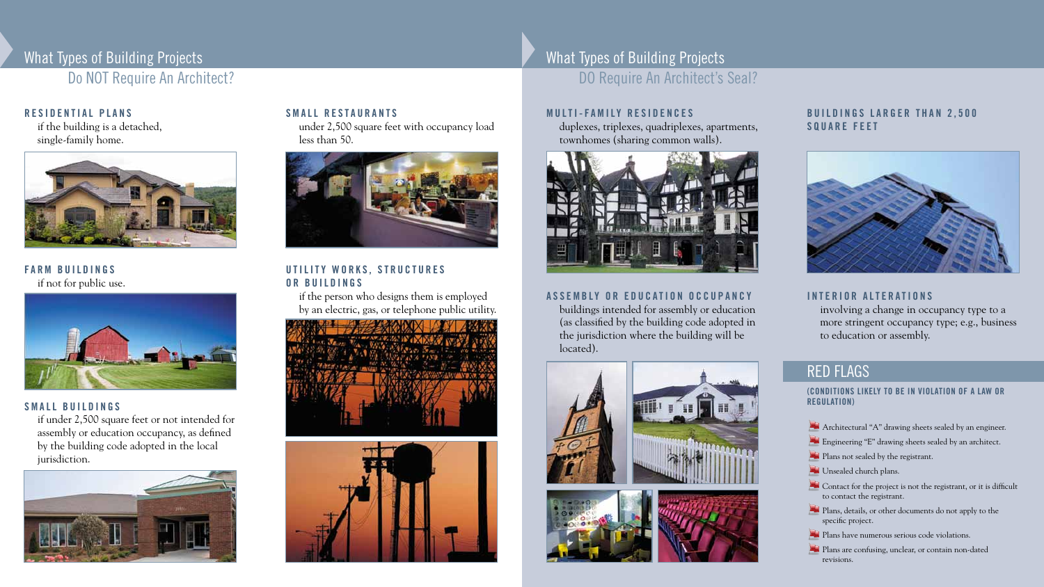## What Types of Building Projects Do NOT Require An Architect?

### RESIDENTIAL PLANS

if the building is a detached, single-family home.

### FARM BUILDINGS

if not for public use.

### SMALL BUILDINGS

if under 2,500 square feet or not intended for assembly or education occupancy, as defined by the building code adopted in the local jurisdiction.

### SMALL RESTAURANTS

under 2,500 square feet with occupancy load less than 50.

### UTILITY WORKS, STRUCTURES OR BUILDINGS

if the person who designs them is employed by an electric, gas, or telephone public utility.

## What Types of Building Projects DO Require An Architect's Seal?

### MULTI-FAMILY RESIDENCES

duplexes, triplexes, quadriplexes, apartments, townhomes (sharing common walls).

### ASSEMBLY OR EDUCATION OCCUPANCY

buildings intended for assembly or education (as classified by the building code adopted in the jurisdiction where the building will be located).

### BUILDINGS LARGER THAN 2,500 SQUARE FEET

### INTERIOR ALTERATIONS

involving a change in occupancy type to a more stringent occupancy type; e.g., business to education or assembly.

## RED FLAGS

**(CONDITIONS LIKELY TO BE IN VIOLATION OF A LAW OR REGULATION)**

- Architectural "A" drawing sheets sealed by an engineer.
- Engineering "E" drawing sheets sealed by an architect.
- Plans not sealed by the registrant.
- Unsealed church plans.
- Contact for the project is not the registrant, or it is difficult to contact the registrant.
- Plans, details, or other documents do not apply to the specific project.
- Plans have numerous serious code violations.
- Plans are confusing, unclear, or contain non-dated revisions.